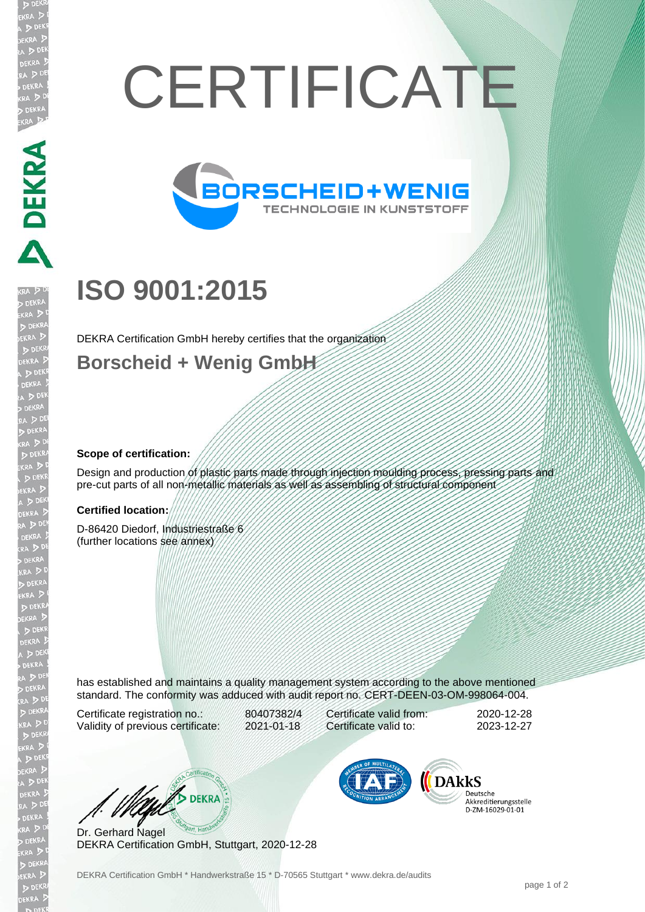# CERTIFICATE

BORSCHEID+WENIG
TECHNOLOGIE IN KUNSTSTOFF

## ISO 9001:2015

DEKRA Certification GmbH hereby certifies that the organization

### Borscheid + Wenig GmbH

**Scope of certification:**

Design and production of plastic parts made through injection moulding process, pressing parts and pre-cut parts of all non-metallic materials as well as assembling of structural component

**Certified location:**

D-86420 Diedorf, Industriestraße 6
(further locations see annex)

has established and maintains a quality management system according to the above mentioned standard. The conformity was adduced with audit report no. CERT-DEEN-03-OM-998064-004.

| | | | |
|---|---|---|---|
| Certificate registration no.: | 80407382/4 | Certificate valid from: | 2020-12-28 |
| Validity of previous certificate: | 2021-01-18 | Certificate valid to: | 2023-12-27 |

Dr. Gerhard Nagel
DEKRA Certification GmbH, Stuttgart, 2020-12-28

DAkkS Deutsche Akkreditierungsstelle D-ZM-16029-01-01

DEKRA Certification GmbH * Handwerkstraße 15 * D-70565 Stuttgart * www.dekra.de/audits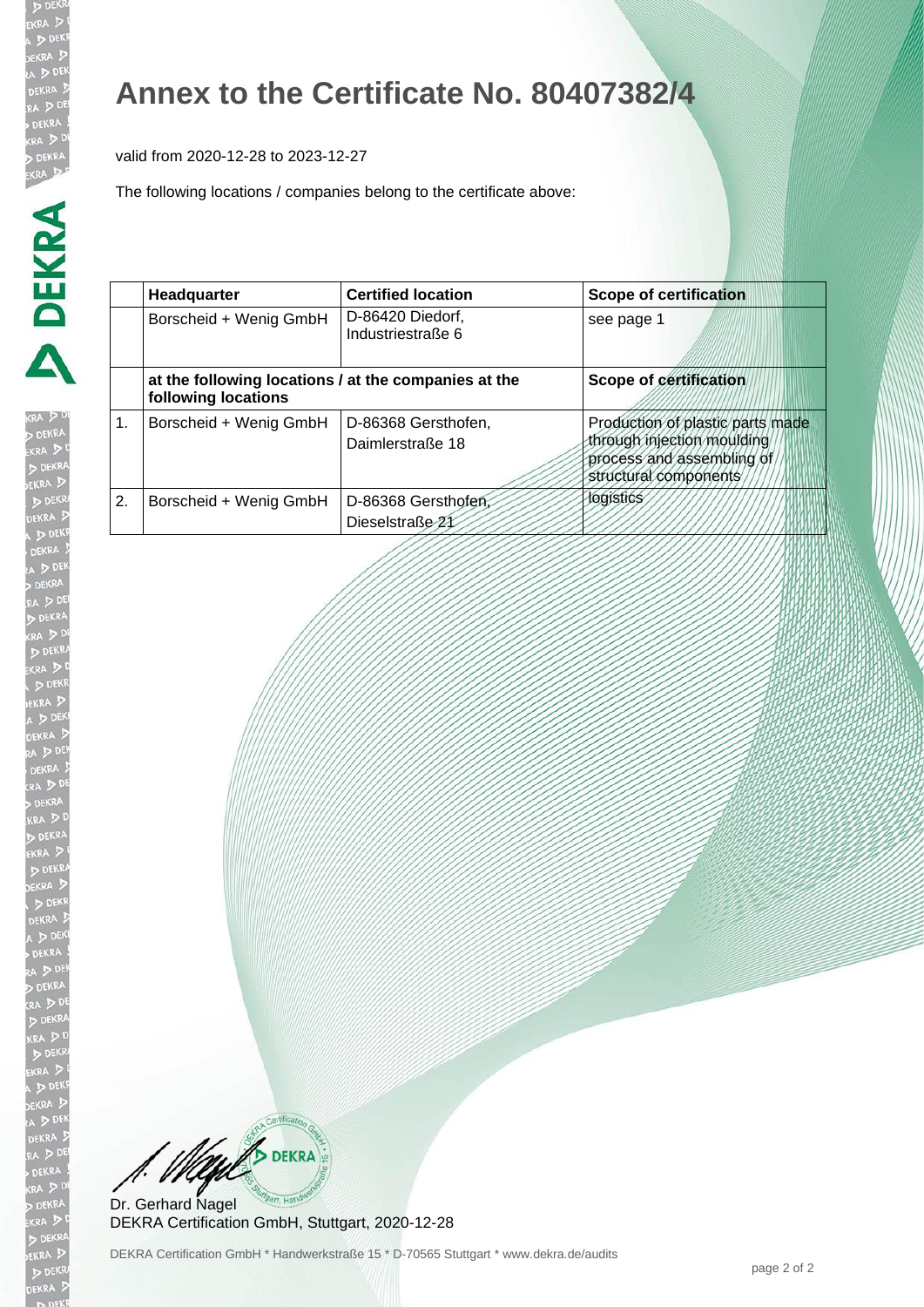# Annex to the Certificate No. 80407382/4

valid from 2020-12-28 to 2023-12-27

The following locations / companies belong to the certificate above:

| | Headquarter | Certified location | Scope of certification |
|---|---|---|---|
| | Borscheid + Wenig GmbH | D-86420 Diedorf, Industriestraße 6 | see page 1 |
| | **at the following locations / at the companies at the following locations** | | **Scope of certification** |
| 1. | Borscheid + Wenig GmbH | D-86368 Gersthofen, Daimlerstraße 18 | Production of plastic parts made through injection moulding process and assembling of structural components |
| 2. | Borscheid + Wenig GmbH | D-86368 Gersthofen, Dieselstraße 21 | logistics |

Dr. Gerhard Nagel
DEKRA Certification GmbH, Stuttgart, 2020-12-28

DEKRA Certification GmbH * Handwerkstraße 15 * D-70565 Stuttgart * www.dekra.de/audits